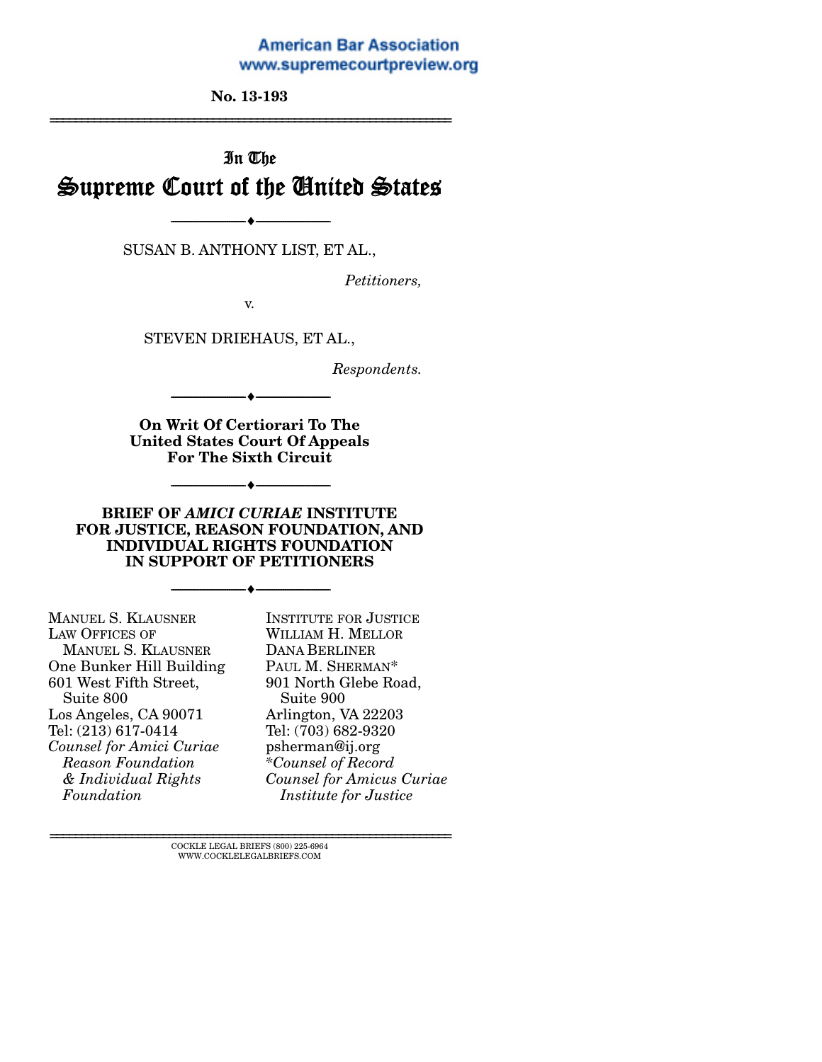American Bar Association
www.supremecourtpreview.org

**No. 13-193**

---

# In The Supreme Court of the United States

---

SUSAN B. ANTHONY LIST, ET AL.,

*Petitioners,*

v.

STEVEN DRIEHAUS, ET AL.,

*Respondents.*

---

**On Writ Of Certiorari To The United States Court Of Appeals For The Sixth Circuit**

---

**BRIEF OF *AMICI CURIAE* INSTITUTE FOR JUSTICE, REASON FOUNDATION, AND INDIVIDUAL RIGHTS FOUNDATION IN SUPPORT OF PETITIONERS**

---

MANUEL S. KLAUSNER
LAW OFFICES OF
MANUEL S. KLAUSNER
One Bunker Hill Building
601 West Fifth Street,
Suite 800
Los Angeles, CA 90071
Tel: (213) 617-0414
*Counsel for Amici Curiae Reason Foundation & Individual Rights Foundation*

INSTITUTE FOR JUSTICE
WILLIAM H. MELLOR
DANA BERLINER
PAUL M. SHERMAN*
901 North Glebe Road,
Suite 900
Arlington, VA 22203
Tel: (703) 682-9320
psherman@ij.org
*Counsel of Record
*Counsel for Amicus Curiae Institute for Justice*

---

COCKLE LEGAL BRIEFS (800) 225-6964
WWW.COCKLELEGALBRIEFS.COM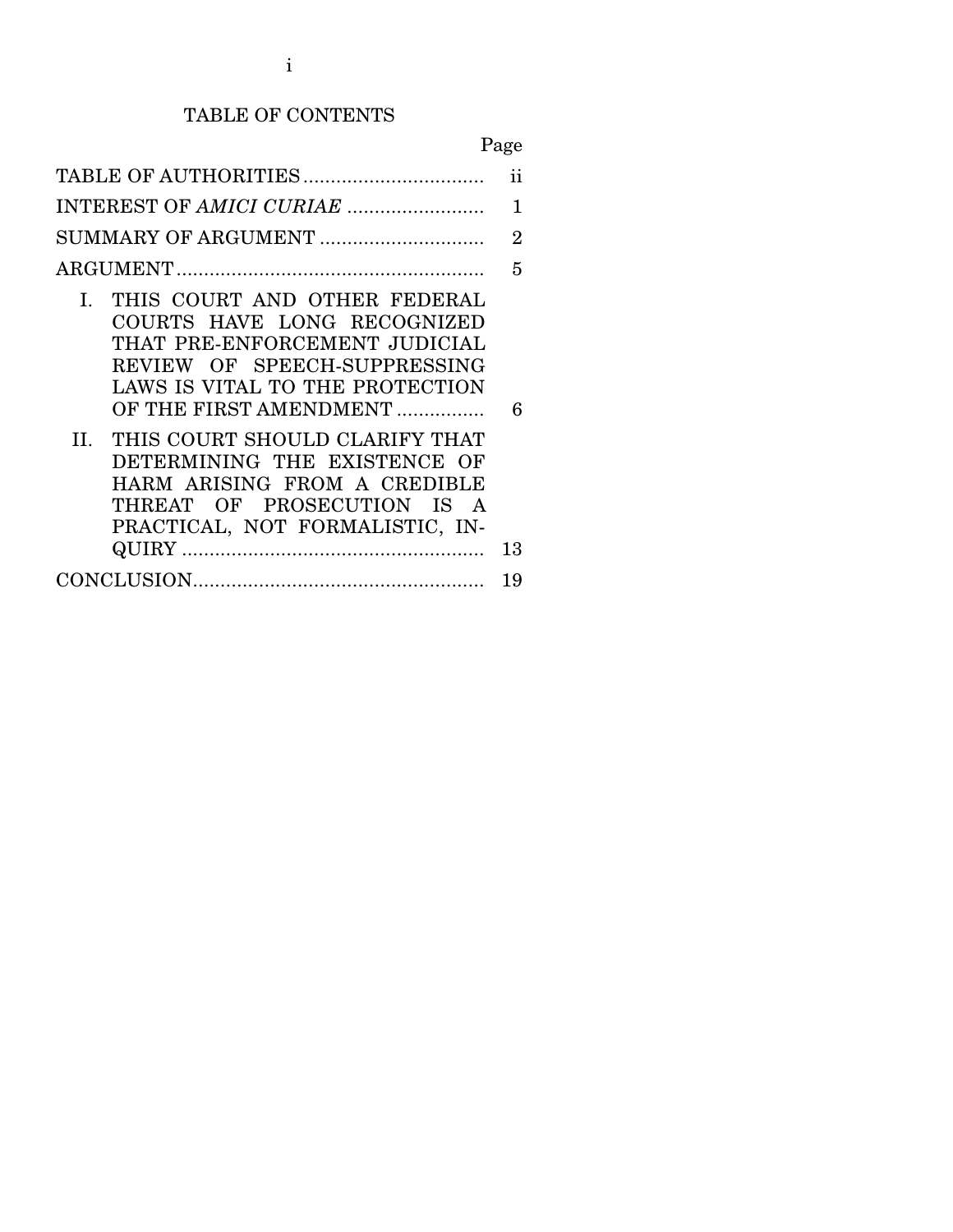# TABLE OF CONTENTS

| | Page |
|---|---|
| TABLE OF AUTHORITIES | ii |
| INTEREST OF *AMICI CURIAE* | 1 |
| SUMMARY OF ARGUMENT | 2 |
| ARGUMENT | 5 |
| I. THIS COURT AND OTHER FEDERAL COURTS HAVE LONG RECOGNIZED THAT PRE-ENFORCEMENT JUDICIAL REVIEW OF SPEECH-SUPPRESSING LAWS IS VITAL TO THE PROTECTION OF THE FIRST AMENDMENT | 6 |
| II. THIS COURT SHOULD CLARIFY THAT DETERMINING THE EXISTENCE OF HARM ARISING FROM A CREDIBLE THREAT OF PROSECUTION IS A PRACTICAL, NOT FORMALISTIC, INQUIRY | 13 |
| CONCLUSION | 19 |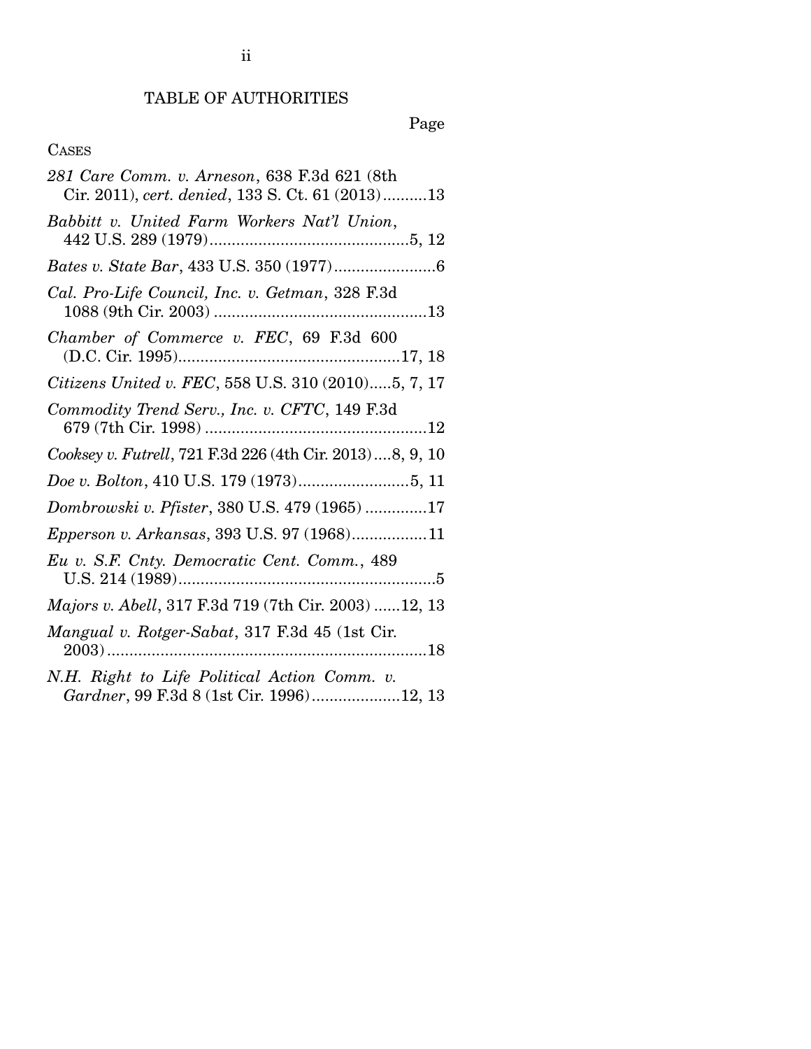## TABLE OF AUTHORITIES

Page

CASES

*281 Care Comm. v. Arneson*, 638 F.3d 621 (8th Cir. 2011), *cert. denied*, 133 S. Ct. 61 (2013)..........13

*Babbitt v. United Farm Workers Nat'l Union*, 442 U.S. 289 (1979)............................................5, 12

*Bates v. State Bar*, 433 U.S. 350 (1977).......................6

*Cal. Pro-Life Council, Inc. v. Getman*, 328 F.3d 1088 (9th Cir. 2003) ................................................13

*Chamber of Commerce v. FEC*, 69 F.3d 600 (D.C. Cir. 1995)..................................................17, 18

*Citizens United v. FEC*, 558 U.S. 310 (2010).....5, 7, 17

*Commodity Trend Serv., Inc. v. CFTC*, 149 F.3d 679 (7th Cir. 1998) ..................................................12

*Cooksey v. Futrell*, 721 F.3d 226 (4th Cir. 2013)....8, 9, 10

*Doe v. Bolton*, 410 U.S. 179 (1973).........................5, 11

*Dombrowski v. Pfister*, 380 U.S. 479 (1965) ..............17

*Epperson v. Arkansas*, 393 U.S. 97 (1968).................11

*Eu v. S.F. Cnty. Democratic Cent. Comm.*, 489 U.S. 214 (1989).........................................................5

*Majors v. Abell*, 317 F.3d 719 (7th Cir. 2003) ......12, 13

*Mangual v. Rotger-Sabat*, 317 F.3d 45 (1st Cir. 2003).........................................................................18

*N.H. Right to Life Political Action Comm. v. Gardner*, 99 F.3d 8 (1st Cir. 1996)....................12, 13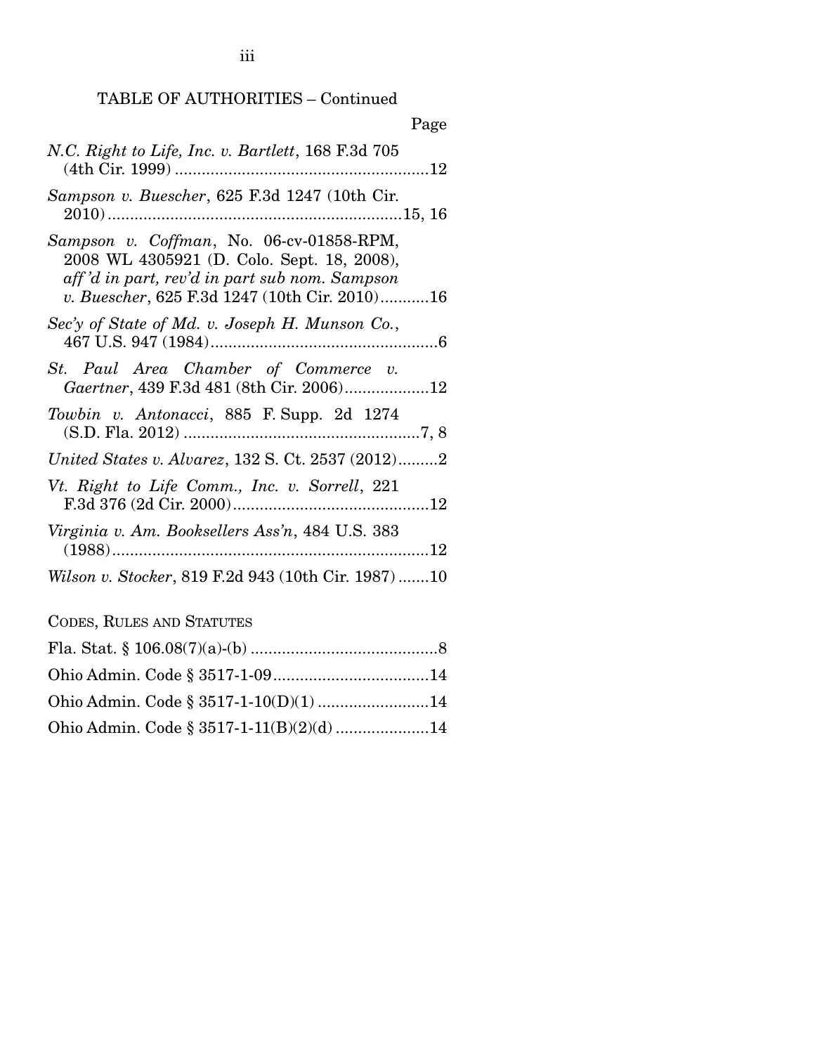TABLE OF AUTHORITIES – Continued

Page

*N.C. Right to Life, Inc. v. Bartlett*, 168 F.3d 705 (4th Cir. 1999) ......................................................12

*Sampson v. Buescher*, 625 F.3d 1247 (10th Cir. 2010) ...............................................................15, 16

*Sampson v. Coffman*, No. 06-cv-01858-RPM, 2008 WL 4305921 (D. Colo. Sept. 18, 2008), *aff'd in part, rev'd in part sub nom. Sampson v. Buescher*, 625 F.3d 1247 (10th Cir. 2010)...........16

*Sec'y of State of Md. v. Joseph H. Munson Co.*, 467 U.S. 947 (1984)...................................................6

*St. Paul Area Chamber of Commerce v. Gaertner*, 439 F.3d 481 (8th Cir. 2006)...................12

*Towbin v. Antonacci*, 885 F. Supp. 2d 1274 (S.D. Fla. 2012) .....................................................7, 8

*United States v. Alvarez*, 132 S. Ct. 2537 (2012).........2

*Vt. Right to Life Comm., Inc. v. Sorrell*, 221 F.3d 376 (2d Cir. 2000)...........................................12

*Virginia v. Am. Booksellers Ass'n*, 484 U.S. 383 (1988).......................................................................12

*Wilson v. Stocker*, 819 F.2d 943 (10th Cir. 1987).......10

CODES, RULES AND STATUTES

Fla. Stat. § 106.08(7)(a)-(b) ..........................................8

Ohio Admin. Code § 3517-1-09...................................14

Ohio Admin. Code § 3517-1-10(D)(1) .........................14

Ohio Admin. Code § 3517-1-11(B)(2)(d) .....................14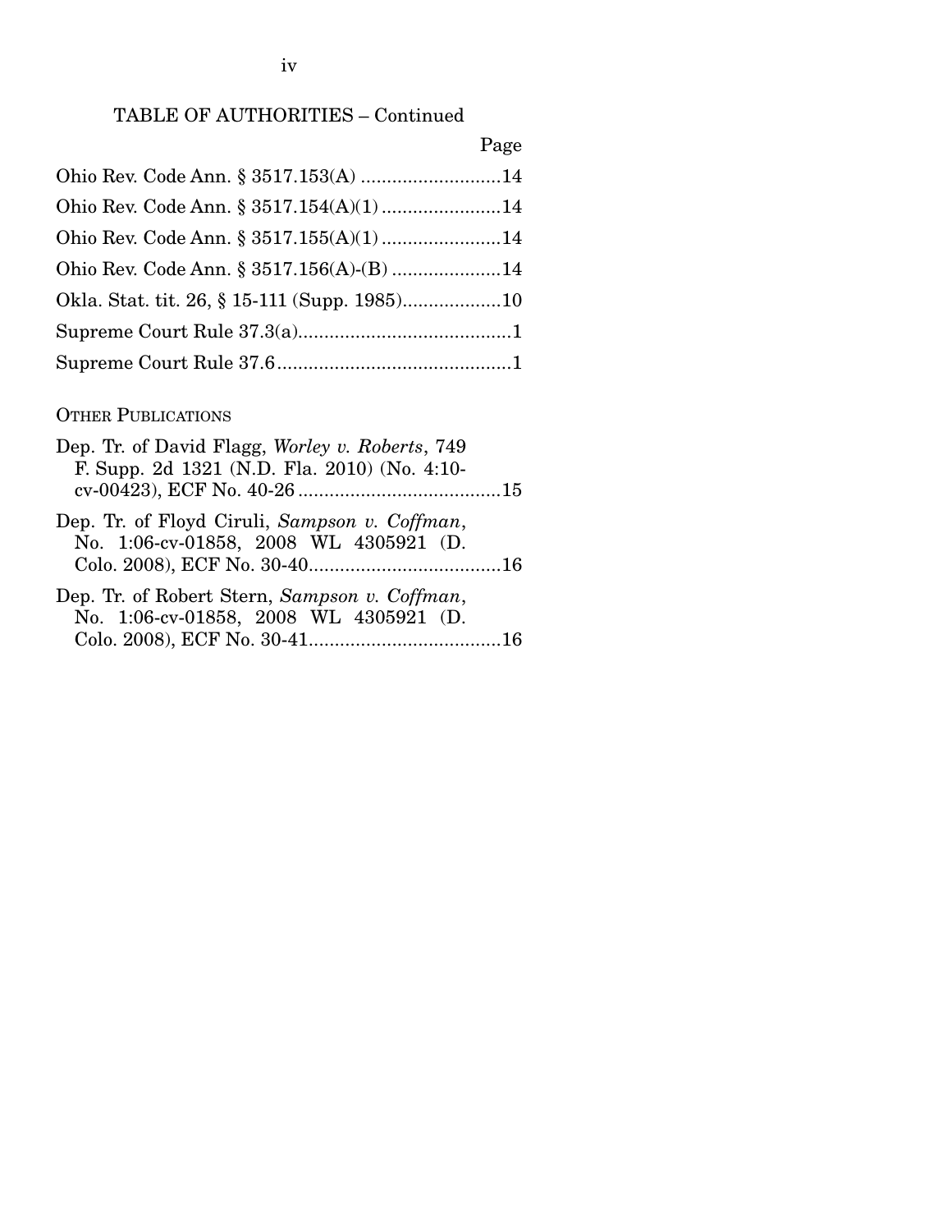## TABLE OF AUTHORITIES – Continued

Page

Ohio Rev. Code Ann. § 3517.153(A) ..........................14

Ohio Rev. Code Ann. § 3517.154(A)(1) ......................14

Ohio Rev. Code Ann. § 3517.155(A)(1) ......................14

Ohio Rev. Code Ann. § 3517.156(A)-(B) ....................14

Okla. Stat. tit. 26, § 15-111 (Supp. 1985)..................10

Supreme Court Rule 37.3(a)........................................1

Supreme Court Rule 37.6............................................1

### OTHER PUBLICATIONS

Dep. Tr. of David Flagg, *Worley v. Roberts*, 749 F. Supp. 2d 1321 (N.D. Fla. 2010) (No. 4:10-cv-00423), ECF No. 40-26 .......................................15

Dep. Tr. of Floyd Ciruli, *Sampson v. Coffman*, No. 1:06-cv-01858, 2008 WL 4305921 (D. Colo. 2008), ECF No. 30-40.....................................16

Dep. Tr. of Robert Stern, *Sampson v. Coffman*, No. 1:06-cv-01858, 2008 WL 4305921 (D. Colo. 2008), ECF No. 30-41.....................................16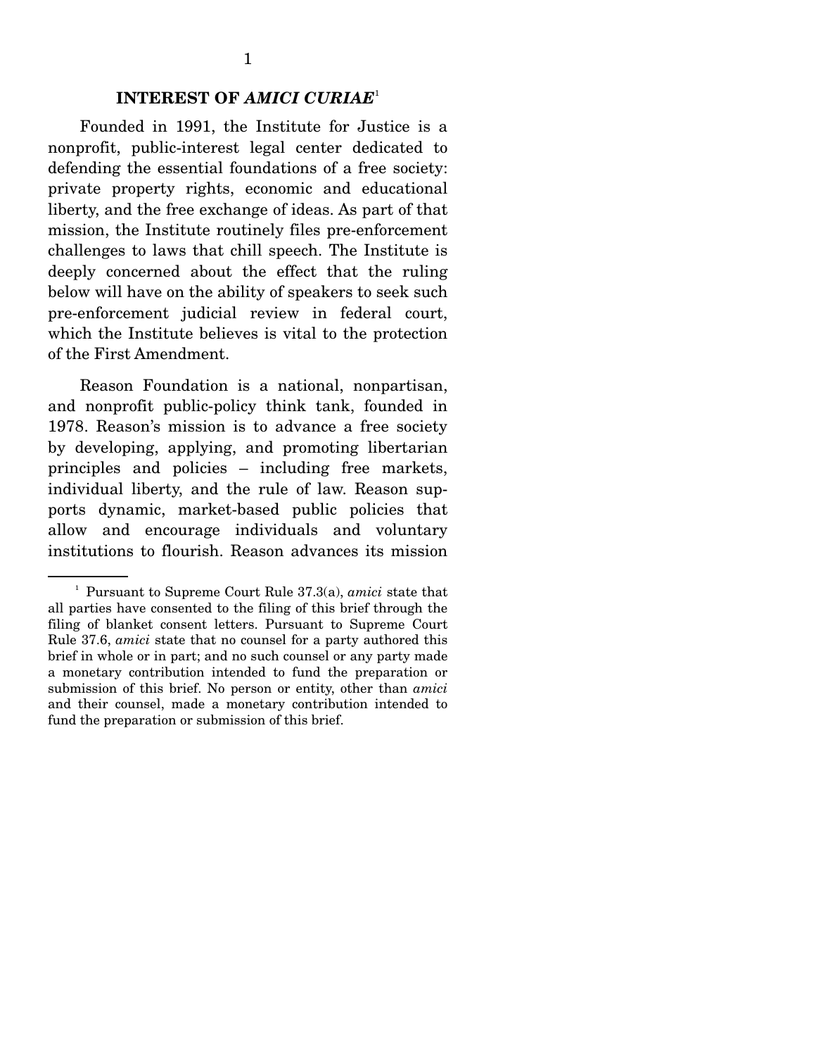## INTEREST OF *AMICI CURIAE*[1]

Founded in 1991, the Institute for Justice is a nonprofit, public-interest legal center dedicated to defending the essential foundations of a free society: private property rights, economic and educational liberty, and the free exchange of ideas. As part of that mission, the Institute routinely files pre-enforcement challenges to laws that chill speech. The Institute is deeply concerned about the effect that the ruling below will have on the ability of speakers to seek such pre-enforcement judicial review in federal court, which the Institute believes is vital to the protection of the First Amendment.

Reason Foundation is a national, nonpartisan, and nonprofit public-policy think tank, founded in 1978. Reason's mission is to advance a free society by developing, applying, and promoting libertarian principles and policies – including free markets, individual liberty, and the rule of law. Reason supports dynamic, market-based public policies that allow and encourage individuals and voluntary institutions to flourish. Reason advances its mission

---

[1] Pursuant to Supreme Court Rule 37.3(a), *amici* state that all parties have consented to the filing of this brief through the filing of blanket consent letters. Pursuant to Supreme Court Rule 37.6, *amici* state that no counsel for a party authored this brief in whole or in part; and no such counsel or any party made a monetary contribution intended to fund the preparation or submission of this brief. No person or entity, other than *amici* and their counsel, made a monetary contribution intended to fund the preparation or submission of this brief.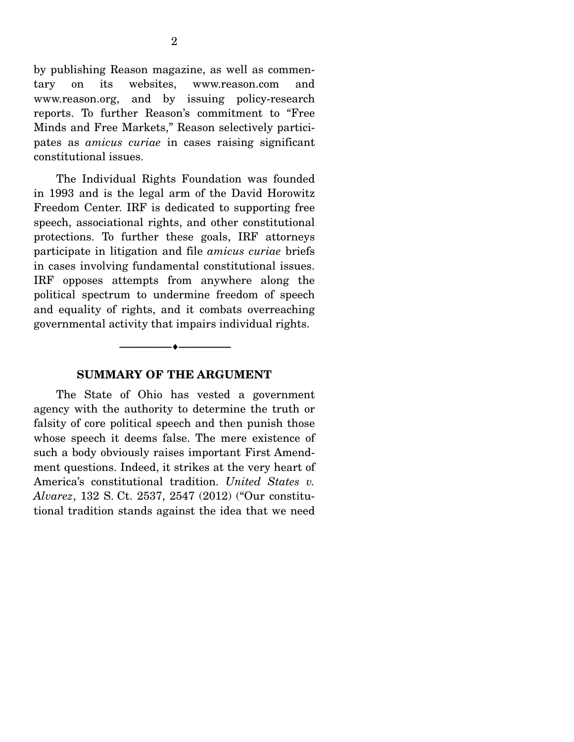by publishing Reason magazine, as well as commentary on its websites, www.reason.com and www.reason.org, and by issuing policy-research reports. To further Reason's commitment to "Free Minds and Free Markets," Reason selectively participates as *amicus curiae* in cases raising significant constitutional issues.

The Individual Rights Foundation was founded in 1993 and is the legal arm of the David Horowitz Freedom Center. IRF is dedicated to supporting free speech, associational rights, and other constitutional protections. To further these goals, IRF attorneys participate in litigation and file *amicus curiae* briefs in cases involving fundamental constitutional issues. IRF opposes attempts from anywhere along the political spectrum to undermine freedom of speech and equality of rights, and it combats overreaching governmental activity that impairs individual rights.

---

## SUMMARY OF THE ARGUMENT

The State of Ohio has vested a government agency with the authority to determine the truth or falsity of core political speech and then punish those whose speech it deems false. The mere existence of such a body obviously raises important First Amendment questions. Indeed, it strikes at the very heart of America's constitutional tradition. *United States v. Alvarez*, 132 S. Ct. 2537, 2547 (2012) ("Our constitutional tradition stands against the idea that we need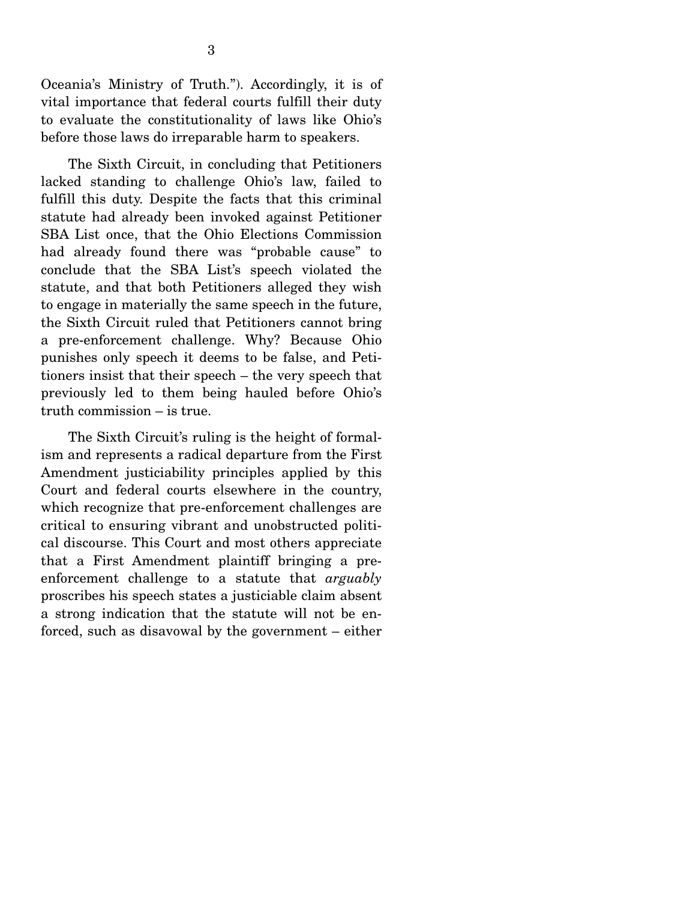Oceania's Ministry of Truth."). Accordingly, it is of vital importance that federal courts fulfill their duty to evaluate the constitutionality of laws like Ohio's before those laws do irreparable harm to speakers.

The Sixth Circuit, in concluding that Petitioners lacked standing to challenge Ohio's law, failed to fulfill this duty. Despite the facts that this criminal statute had already been invoked against Petitioner SBA List once, that the Ohio Elections Commission had already found there was "probable cause" to conclude that the SBA List's speech violated the statute, and that both Petitioners alleged they wish to engage in materially the same speech in the future, the Sixth Circuit ruled that Petitioners cannot bring a pre-enforcement challenge. Why? Because Ohio punishes only speech it deems to be false, and Petitioners insist that their speech – the very speech that previously led to them being hauled before Ohio's truth commission – is true.

The Sixth Circuit's ruling is the height of formalism and represents a radical departure from the First Amendment justiciability principles applied by this Court and federal courts elsewhere in the country, which recognize that pre-enforcement challenges are critical to ensuring vibrant and unobstructed political discourse. This Court and most others appreciate that a First Amendment plaintiff bringing a pre-enforcement challenge to a statute that *arguably* proscribes his speech states a justiciable claim absent a strong indication that the statute will not be enforced, such as disavowal by the government – either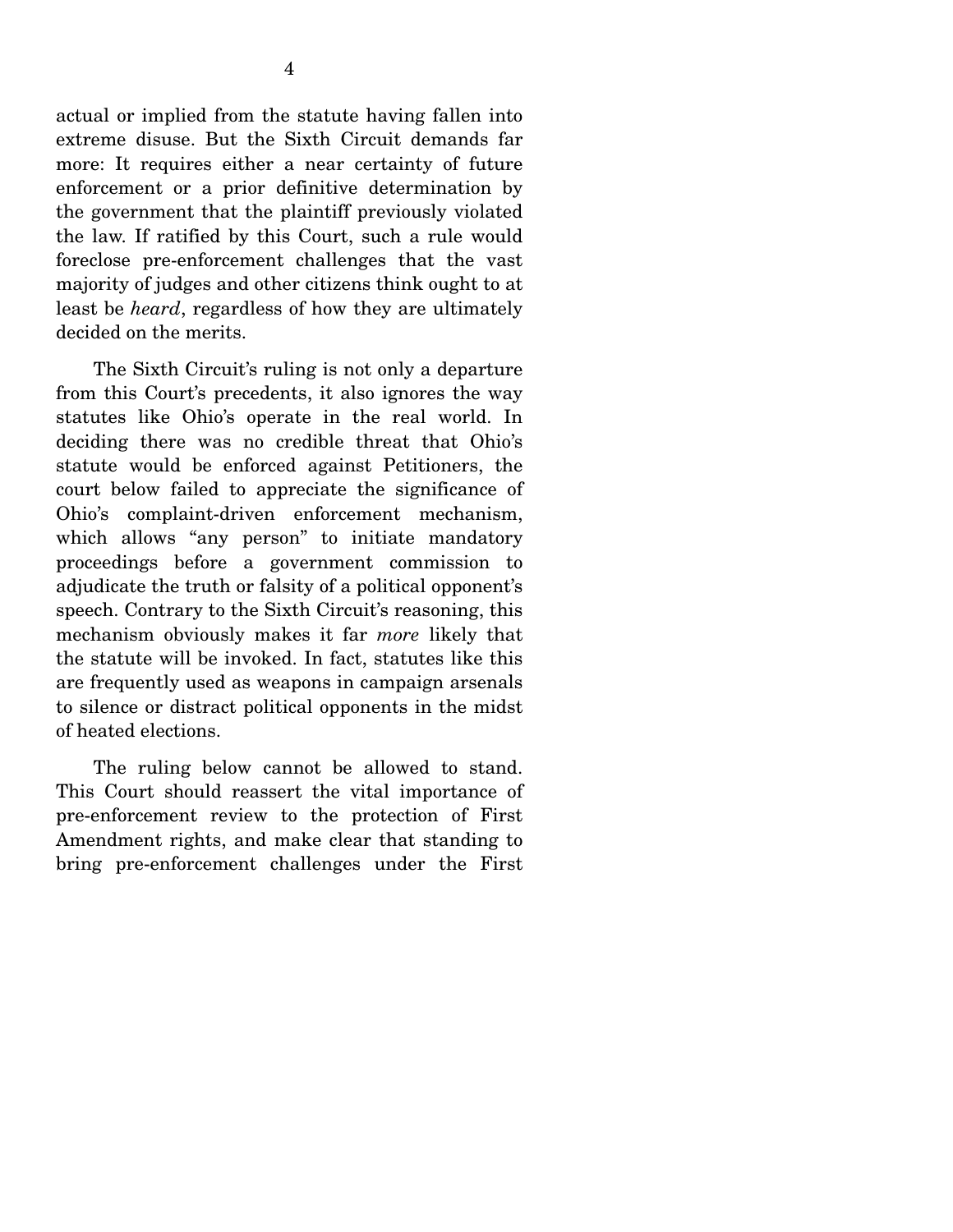actual or implied from the statute having fallen into extreme disuse. But the Sixth Circuit demands far more: It requires either a near certainty of future enforcement or a prior definitive determination by the government that the plaintiff previously violated the law. If ratified by this Court, such a rule would foreclose pre-enforcement challenges that the vast majority of judges and other citizens think ought to at least be *heard*, regardless of how they are ultimately decided on the merits.

The Sixth Circuit's ruling is not only a departure from this Court's precedents, it also ignores the way statutes like Ohio's operate in the real world. In deciding there was no credible threat that Ohio's statute would be enforced against Petitioners, the court below failed to appreciate the significance of Ohio's complaint-driven enforcement mechanism, which allows "any person" to initiate mandatory proceedings before a government commission to adjudicate the truth or falsity of a political opponent's speech. Contrary to the Sixth Circuit's reasoning, this mechanism obviously makes it far *more* likely that the statute will be invoked. In fact, statutes like this are frequently used as weapons in campaign arsenals to silence or distract political opponents in the midst of heated elections.

The ruling below cannot be allowed to stand. This Court should reassert the vital importance of pre-enforcement review to the protection of First Amendment rights, and make clear that standing to bring pre-enforcement challenges under the First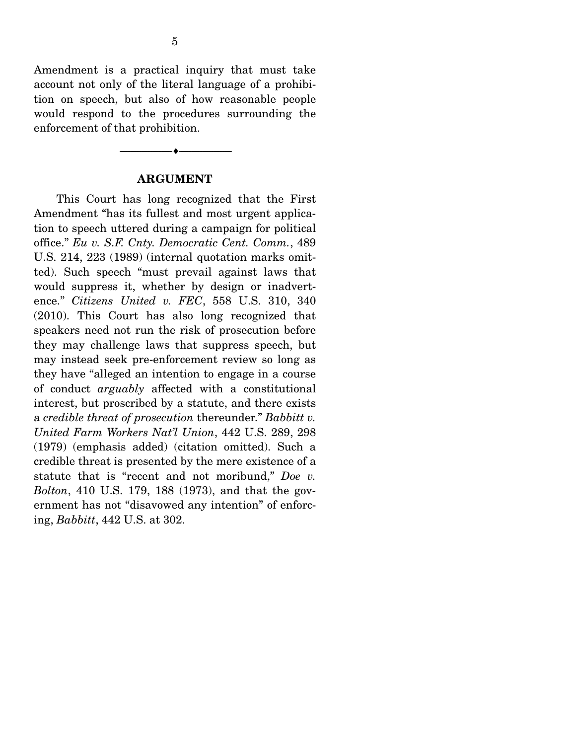Amendment is a practical inquiry that must take account not only of the literal language of a prohibition on speech, but also of how reasonable people would respond to the procedures surrounding the enforcement of that prohibition.

---

## ARGUMENT

This Court has long recognized that the First Amendment "has its fullest and most urgent application to speech uttered during a campaign for political office." *Eu v. S.F. Cnty. Democratic Cent. Comm.*, 489 U.S. 214, 223 (1989) (internal quotation marks omitted). Such speech "must prevail against laws that would suppress it, whether by design or inadvertence." *Citizens United v. FEC*, 558 U.S. 310, 340 (2010). This Court has also long recognized that speakers need not run the risk of prosecution before they may challenge laws that suppress speech, but may instead seek pre-enforcement review so long as they have "alleged an intention to engage in a course of conduct *arguably* affected with a constitutional interest, but proscribed by a statute, and there exists a *credible threat of prosecution* thereunder." *Babbitt v. United Farm Workers Nat'l Union*, 442 U.S. 289, 298 (1979) (emphasis added) (citation omitted). Such a credible threat is presented by the mere existence of a statute that is "recent and not moribund," *Doe v. Bolton*, 410 U.S. 179, 188 (1973), and that the government has not "disavowed any intention" of enforcing, *Babbitt*, 442 U.S. at 302.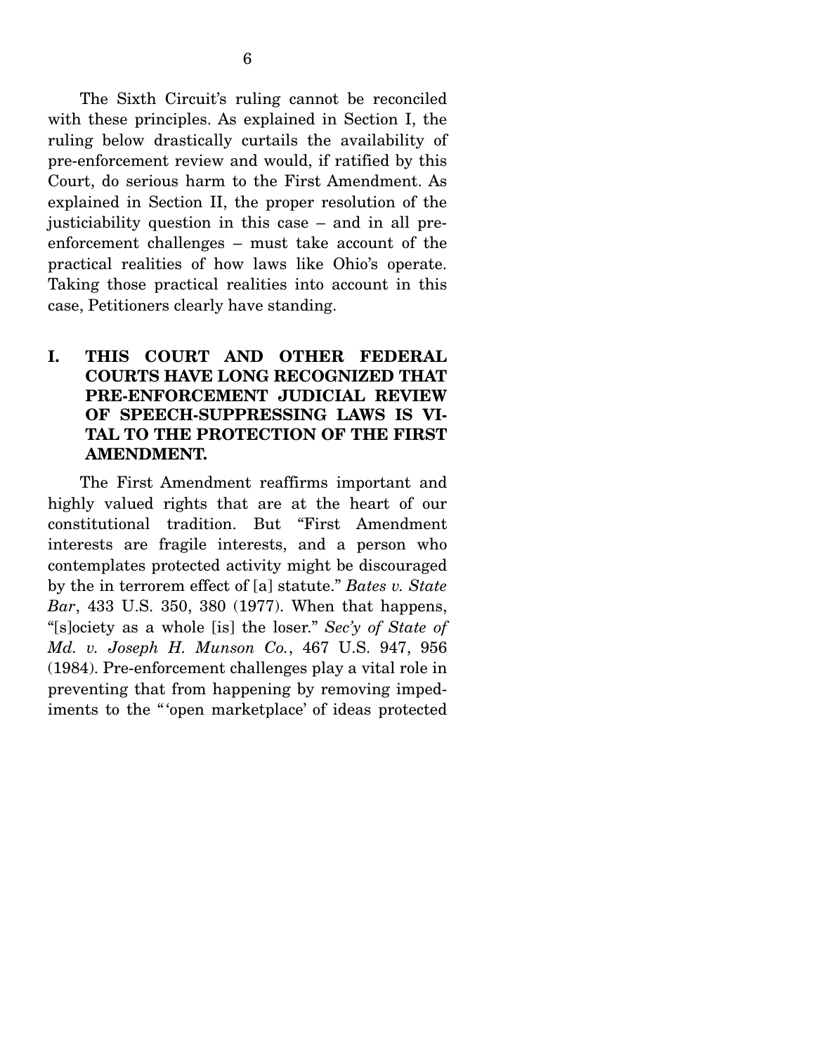The Sixth Circuit's ruling cannot be reconciled with these principles. As explained in Section I, the ruling below drastically curtails the availability of pre-enforcement review and would, if ratified by this Court, do serious harm to the First Amendment. As explained in Section II, the proper resolution of the justiciability question in this case – and in all pre-enforcement challenges – must take account of the practical realities of how laws like Ohio's operate. Taking those practical realities into account in this case, Petitioners clearly have standing.

## I. THIS COURT AND OTHER FEDERAL COURTS HAVE LONG RECOGNIZED THAT PRE-ENFORCEMENT JUDICIAL REVIEW OF SPEECH-SUPPRESSING LAWS IS VITAL TO THE PROTECTION OF THE FIRST AMENDMENT.

The First Amendment reaffirms important and highly valued rights that are at the heart of our constitutional tradition. But "First Amendment interests are fragile interests, and a person who contemplates protected activity might be discouraged by the in terrorem effect of [a] statute." *Bates v. State Bar*, 433 U.S. 350, 380 (1977). When that happens, "[s]ociety as a whole [is] the loser." *Sec'y of State of Md. v. Joseph H. Munson Co.*, 467 U.S. 947, 956 (1984). Pre-enforcement challenges play a vital role in preventing that from happening by removing impediments to the "'open marketplace' of ideas protected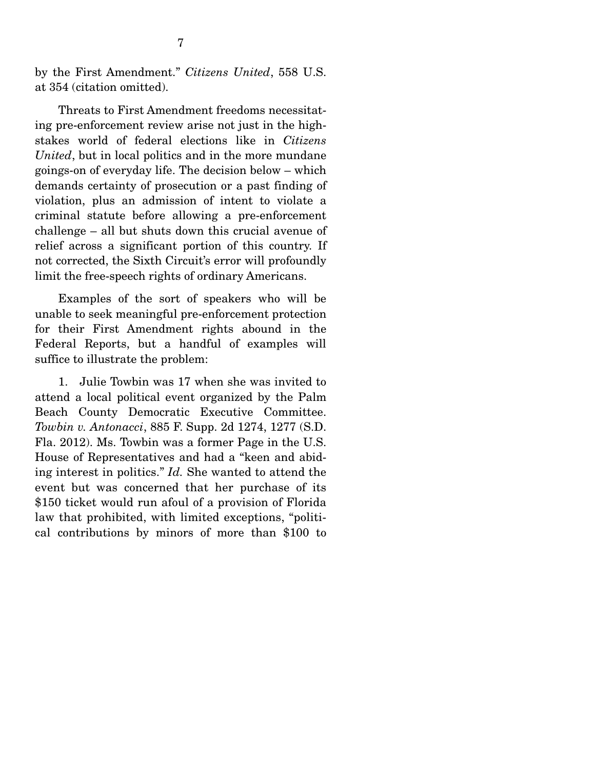by the First Amendment." *Citizens United*, 558 U.S. at 354 (citation omitted).

Threats to First Amendment freedoms necessitating pre-enforcement review arise not just in the high-stakes world of federal elections like in *Citizens United*, but in local politics and in the more mundane goings-on of everyday life. The decision below – which demands certainty of prosecution or a past finding of violation, plus an admission of intent to violate a criminal statute before allowing a pre-enforcement challenge – all but shuts down this crucial avenue of relief across a significant portion of this country. If not corrected, the Sixth Circuit's error will profoundly limit the free-speech rights of ordinary Americans.

Examples of the sort of speakers who will be unable to seek meaningful pre-enforcement protection for their First Amendment rights abound in the Federal Reports, but a handful of examples will suffice to illustrate the problem:

1. Julie Towbin was 17 when she was invited to attend a local political event organized by the Palm Beach County Democratic Executive Committee. *Towbin v. Antonacci*, 885 F. Supp. 2d 1274, 1277 (S.D. Fla. 2012). Ms. Towbin was a former Page in the U.S. House of Representatives and had a "keen and abiding interest in politics." *Id.* She wanted to attend the event but was concerned that her purchase of its \$150 ticket would run afoul of a provision of Florida law that prohibited, with limited exceptions, "political contributions by minors of more than \$100 to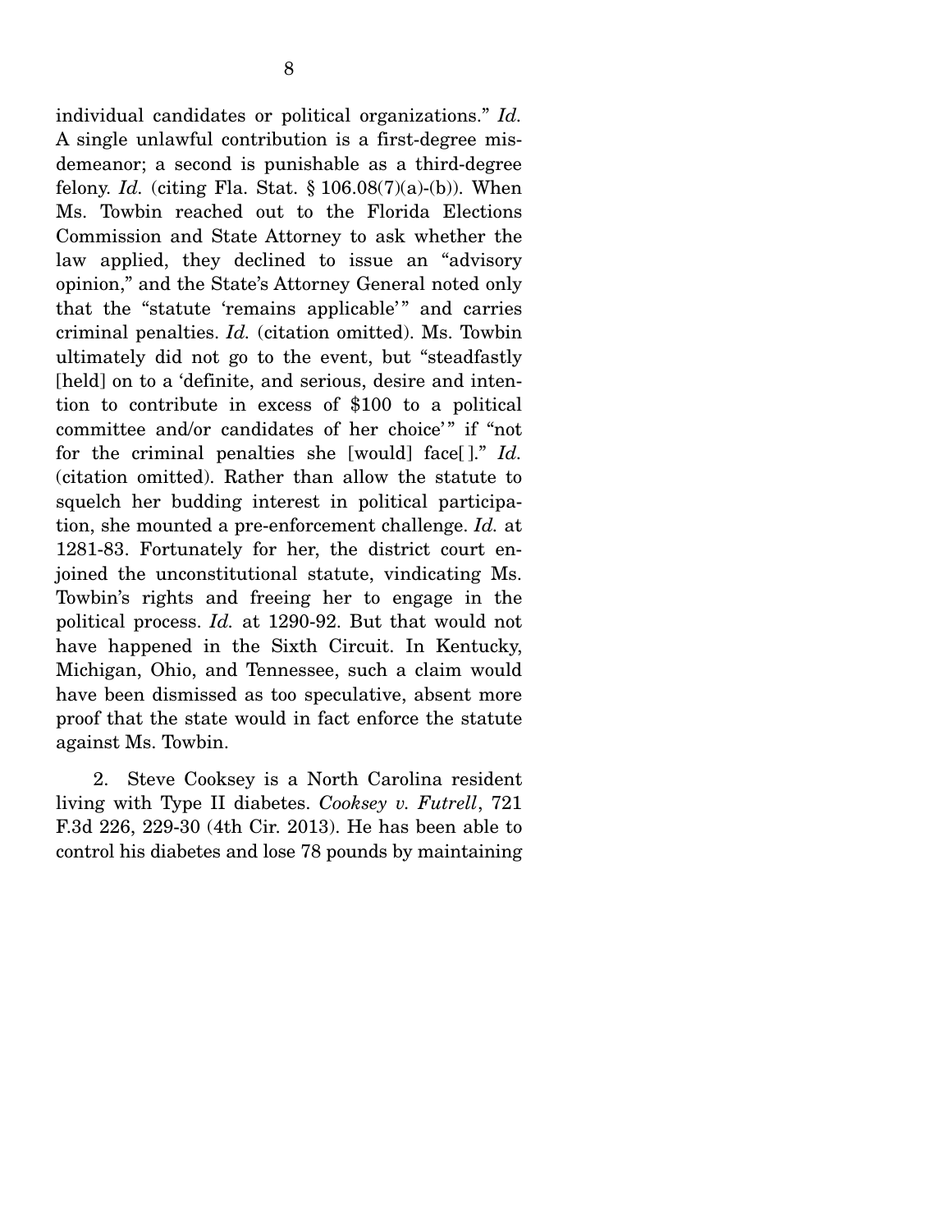individual candidates or political organizations." *Id.* A single unlawful contribution is a first-degree misdemeanor; a second is punishable as a third-degree felony. *Id.* (citing Fla. Stat. § 106.08(7)(a)-(b)). When Ms. Towbin reached out to the Florida Elections Commission and State Attorney to ask whether the law applied, they declined to issue an "advisory opinion," and the State's Attorney General noted only that the "statute 'remains applicable'" and carries criminal penalties. *Id.* (citation omitted). Ms. Towbin ultimately did not go to the event, but "steadfastly [held] on to a 'definite, and serious, desire and intention to contribute in excess of $100 to a political committee and/or candidates of her choice'" if "not for the criminal penalties she [would] face[]." *Id.* (citation omitted). Rather than allow the statute to squelch her budding interest in political participation, she mounted a pre-enforcement challenge. *Id.* at 1281-83. Fortunately for her, the district court enjoined the unconstitutional statute, vindicating Ms. Towbin's rights and freeing her to engage in the political process. *Id.* at 1290-92. But that would not have happened in the Sixth Circuit. In Kentucky, Michigan, Ohio, and Tennessee, such a claim would have been dismissed as too speculative, absent more proof that the state would in fact enforce the statute against Ms. Towbin.

2. Steve Cooksey is a North Carolina resident living with Type II diabetes. *Cooksey v. Futrell*, 721 F.3d 226, 229-30 (4th Cir. 2013). He has been able to control his diabetes and lose 78 pounds by maintaining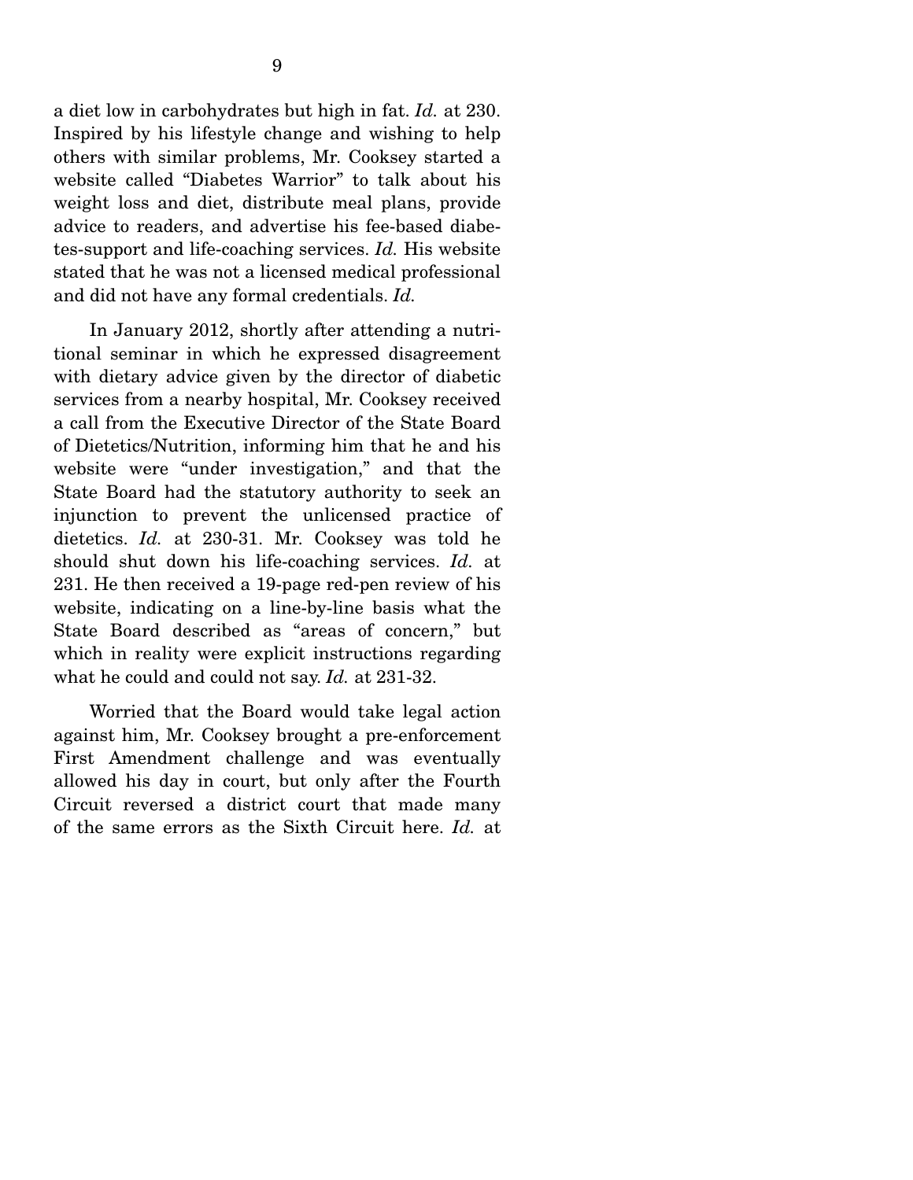a diet low in carbohydrates but high in fat. *Id.* at 230. Inspired by his lifestyle change and wishing to help others with similar problems, Mr. Cooksey started a website called "Diabetes Warrior" to talk about his weight loss and diet, distribute meal plans, provide advice to readers, and advertise his fee-based diabetes-support and life-coaching services. *Id.* His website stated that he was not a licensed medical professional and did not have any formal credentials. *Id.*

In January 2012, shortly after attending a nutritional seminar in which he expressed disagreement with dietary advice given by the director of diabetic services from a nearby hospital, Mr. Cooksey received a call from the Executive Director of the State Board of Dietetics/Nutrition, informing him that he and his website were "under investigation," and that the State Board had the statutory authority to seek an injunction to prevent the unlicensed practice of dietetics. *Id.* at 230-31. Mr. Cooksey was told he should shut down his life-coaching services. *Id.* at 231. He then received a 19-page red-pen review of his website, indicating on a line-by-line basis what the State Board described as "areas of concern," but which in reality were explicit instructions regarding what he could and could not say. *Id.* at 231-32.

Worried that the Board would take legal action against him, Mr. Cooksey brought a pre-enforcement First Amendment challenge and was eventually allowed his day in court, but only after the Fourth Circuit reversed a district court that made many of the same errors as the Sixth Circuit here. *Id.* at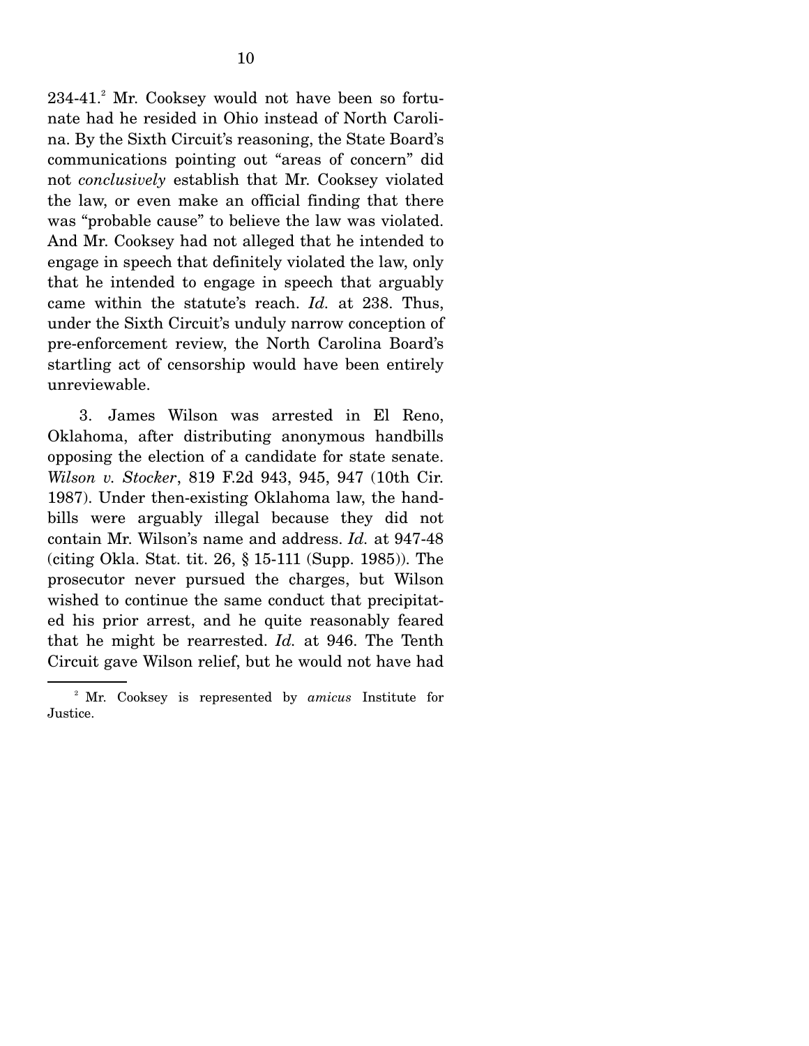234-41.[2] Mr. Cooksey would not have been so fortunate had he resided in Ohio instead of North Carolina. By the Sixth Circuit's reasoning, the State Board's communications pointing out "areas of concern" did not *conclusively* establish that Mr. Cooksey violated the law, or even make an official finding that there was "probable cause" to believe the law was violated. And Mr. Cooksey had not alleged that he intended to engage in speech that definitely violated the law, only that he intended to engage in speech that arguably came within the statute's reach. *Id.* at 238. Thus, under the Sixth Circuit's unduly narrow conception of pre-enforcement review, the North Carolina Board's startling act of censorship would have been entirely unreviewable.

3. James Wilson was arrested in El Reno, Oklahoma, after distributing anonymous handbills opposing the election of a candidate for state senate. *Wilson v. Stocker*, 819 F.2d 943, 945, 947 (10th Cir. 1987). Under then-existing Oklahoma law, the handbills were arguably illegal because they did not contain Mr. Wilson's name and address. *Id.* at 947-48 (citing Okla. Stat. tit. 26, § 15-111 (Supp. 1985)). The prosecutor never pursued the charges, but Wilson wished to continue the same conduct that precipitated his prior arrest, and he quite reasonably feared that he might be rearrested. *Id.* at 946. The Tenth Circuit gave Wilson relief, but he would not have had

---

[2] Mr. Cooksey is represented by *amicus* Institute for Justice.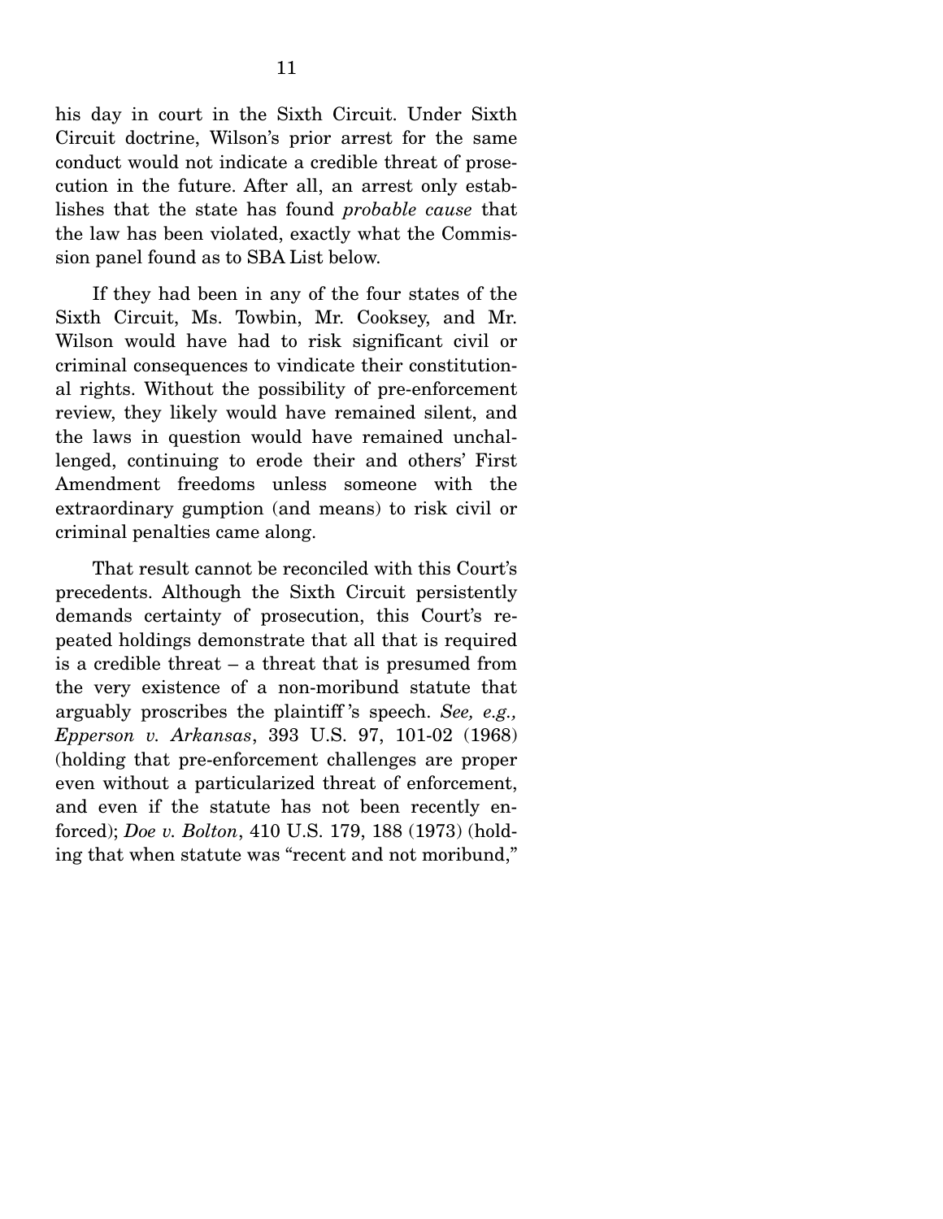his day in court in the Sixth Circuit. Under Sixth Circuit doctrine, Wilson's prior arrest for the same conduct would not indicate a credible threat of prosecution in the future. After all, an arrest only establishes that the state has found *probable cause* that the law has been violated, exactly what the Commission panel found as to SBA List below.

If they had been in any of the four states of the Sixth Circuit, Ms. Towbin, Mr. Cooksey, and Mr. Wilson would have had to risk significant civil or criminal consequences to vindicate their constitutional rights. Without the possibility of pre-enforcement review, they likely would have remained silent, and the laws in question would have remained unchallenged, continuing to erode their and others' First Amendment freedoms unless someone with the extraordinary gumption (and means) to risk civil or criminal penalties came along.

That result cannot be reconciled with this Court's precedents. Although the Sixth Circuit persistently demands certainty of prosecution, this Court's repeated holdings demonstrate that all that is required is a credible threat – a threat that is presumed from the very existence of a non-moribund statute that arguably proscribes the plaintiff's speech. *See, e.g., Epperson v. Arkansas*, 393 U.S. 97, 101-02 (1968) (holding that pre-enforcement challenges are proper even without a particularized threat of enforcement, and even if the statute has not been recently enforced); *Doe v. Bolton*, 410 U.S. 179, 188 (1973) (holding that when statute was "recent and not moribund,"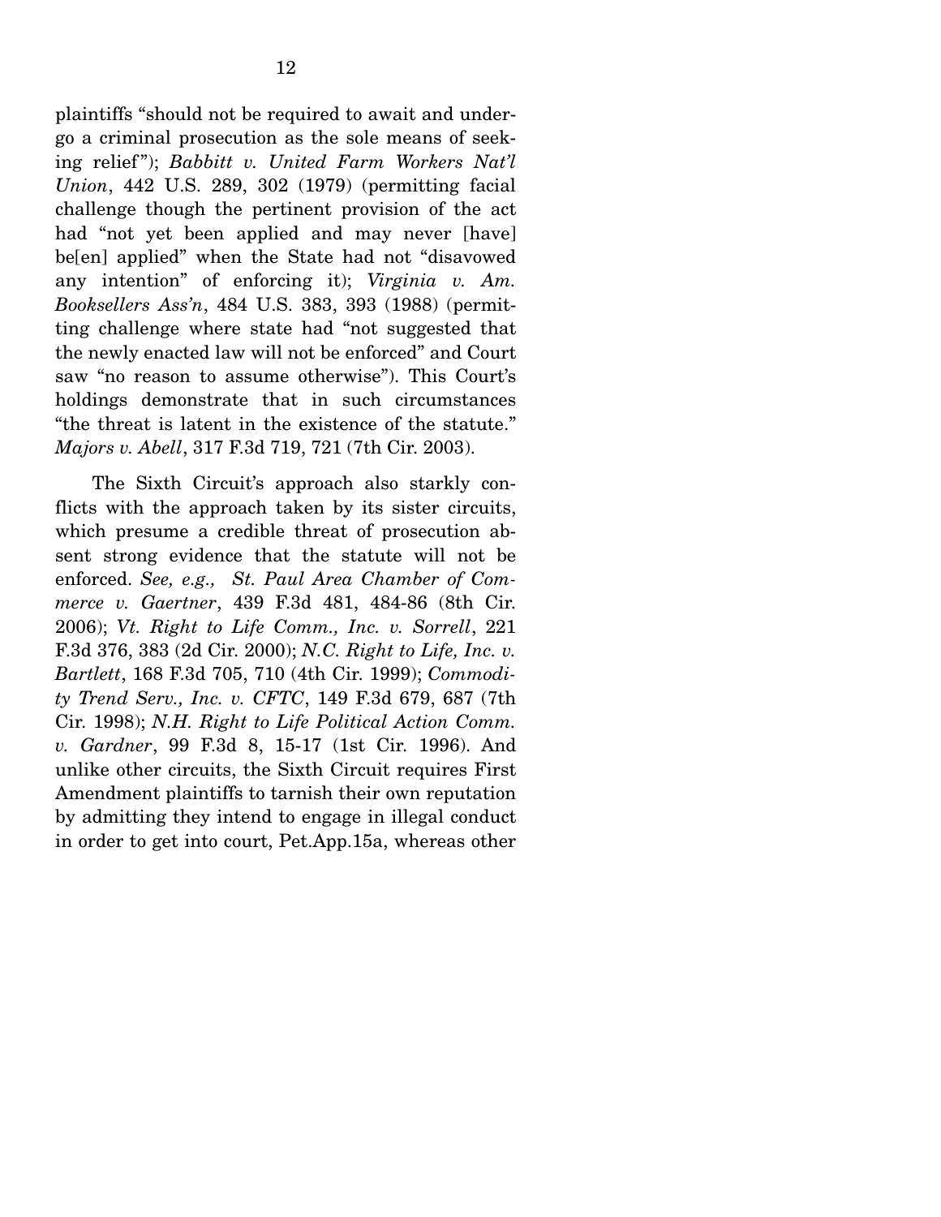plaintiffs "should not be required to await and undergo a criminal prosecution as the sole means of seeking relief"); *Babbitt v. United Farm Workers Nat'l Union*, 442 U.S. 289, 302 (1979) (permitting facial challenge though the pertinent provision of the act had "not yet been applied and may never [have] be[en] applied" when the State had not "disavowed any intention" of enforcing it); *Virginia v. Am. Booksellers Ass'n*, 484 U.S. 383, 393 (1988) (permitting challenge where state had "not suggested that the newly enacted law will not be enforced" and Court saw "no reason to assume otherwise"). This Court's holdings demonstrate that in such circumstances "the threat is latent in the existence of the statute." *Majors v. Abell*, 317 F.3d 719, 721 (7th Cir. 2003).

The Sixth Circuit's approach also starkly conflicts with the approach taken by its sister circuits, which presume a credible threat of prosecution absent strong evidence that the statute will not be enforced. *See, e.g., St. Paul Area Chamber of Commerce v. Gaertner*, 439 F.3d 481, 484-86 (8th Cir. 2006); *Vt. Right to Life Comm., Inc. v. Sorrell*, 221 F.3d 376, 383 (2d Cir. 2000); *N.C. Right to Life, Inc. v. Bartlett*, 168 F.3d 705, 710 (4th Cir. 1999); *Commodity Trend Serv., Inc. v. CFTC*, 149 F.3d 679, 687 (7th Cir. 1998); *N.H. Right to Life Political Action Comm. v. Gardner*, 99 F.3d 8, 15-17 (1st Cir. 1996). And unlike other circuits, the Sixth Circuit requires First Amendment plaintiffs to tarnish their own reputation by admitting they intend to engage in illegal conduct in order to get into court, Pet.App.15a, whereas other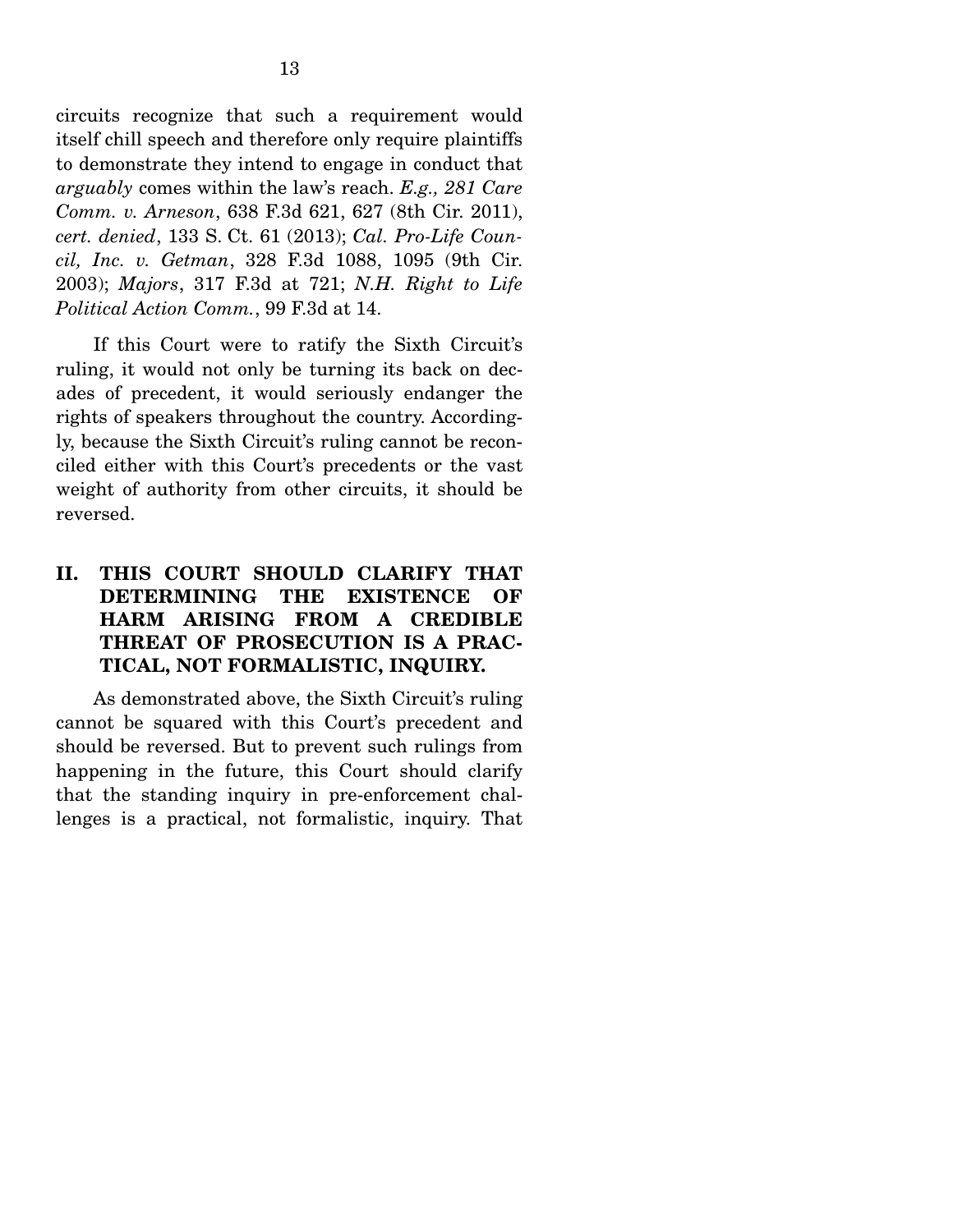circuits recognize that such a requirement would itself chill speech and therefore only require plaintiffs to demonstrate they intend to engage in conduct that *arguably* comes within the law's reach. *E.g., 281 Care Comm. v. Arneson*, 638 F.3d 621, 627 (8th Cir. 2011), *cert. denied*, 133 S. Ct. 61 (2013); *Cal. Pro-Life Council, Inc. v. Getman*, 328 F.3d 1088, 1095 (9th Cir. 2003); *Majors*, 317 F.3d at 721; *N.H. Right to Life Political Action Comm.*, 99 F.3d at 14.

If this Court were to ratify the Sixth Circuit's ruling, it would not only be turning its back on decades of precedent, it would seriously endanger the rights of speakers throughout the country. Accordingly, because the Sixth Circuit's ruling cannot be reconciled either with this Court's precedents or the vast weight of authority from other circuits, it should be reversed.

## II. THIS COURT SHOULD CLARIFY THAT DETERMINING THE EXISTENCE OF HARM ARISING FROM A CREDIBLE THREAT OF PROSECUTION IS A PRACTICAL, NOT FORMALISTIC, INQUIRY.

As demonstrated above, the Sixth Circuit's ruling cannot be squared with this Court's precedent and should be reversed. But to prevent such rulings from happening in the future, this Court should clarify that the standing inquiry in pre-enforcement challenges is a practical, not formalistic, inquiry. That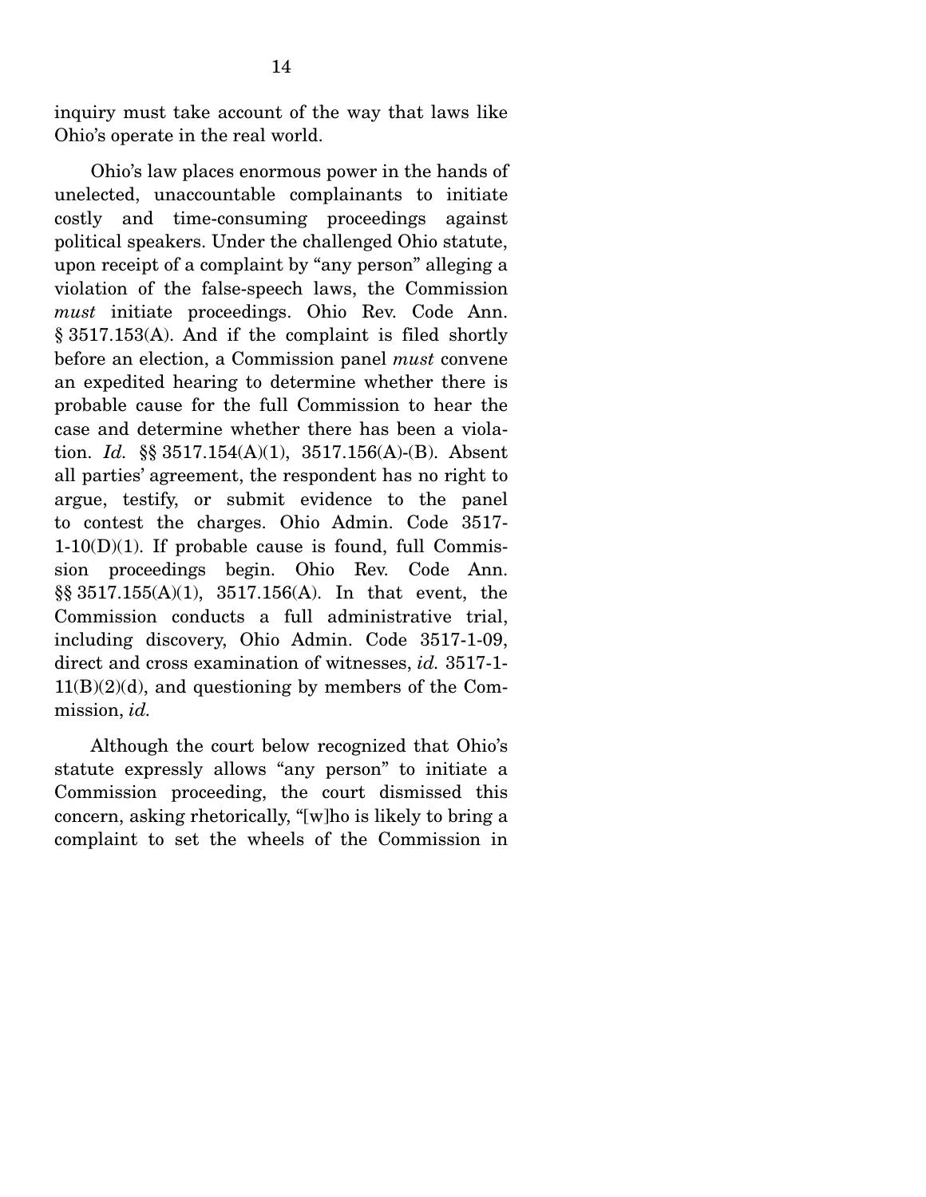inquiry must take account of the way that laws like Ohio's operate in the real world.

Ohio's law places enormous power in the hands of unelected, unaccountable complainants to initiate costly and time-consuming proceedings against political speakers. Under the challenged Ohio statute, upon receipt of a complaint by "any person" alleging a violation of the false-speech laws, the Commission *must* initiate proceedings. Ohio Rev. Code Ann. § 3517.153(A). And if the complaint is filed shortly before an election, a Commission panel *must* convene an expedited hearing to determine whether there is probable cause for the full Commission to hear the case and determine whether there has been a violation. *Id.* §§ 3517.154(A)(1), 3517.156(A)-(B). Absent all parties' agreement, the respondent has no right to argue, testify, or submit evidence to the panel to contest the charges. Ohio Admin. Code 3517-1-10(D)(1). If probable cause is found, full Commission proceedings begin. Ohio Rev. Code Ann. §§ 3517.155(A)(1), 3517.156(A). In that event, the Commission conducts a full administrative trial, including discovery, Ohio Admin. Code 3517-1-09, direct and cross examination of witnesses, *id.* 3517-1-11(B)(2)(d), and questioning by members of the Commission, *id.*

Although the court below recognized that Ohio's statute expressly allows "any person" to initiate a Commission proceeding, the court dismissed this concern, asking rhetorically, "[w]ho is likely to bring a complaint to set the wheels of the Commission in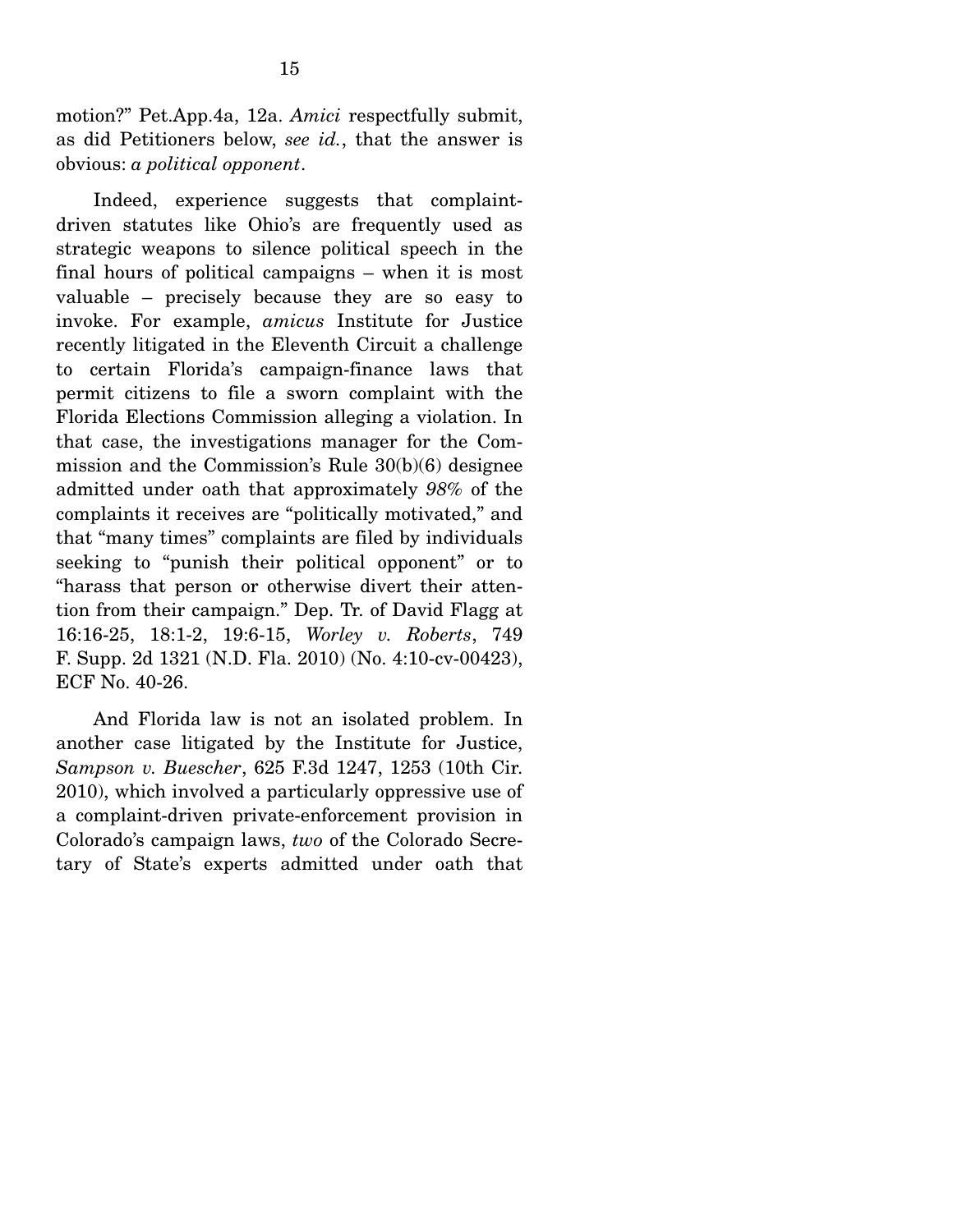motion?" Pet.App.4a, 12a. *Amici* respectfully submit, as did Petitioners below, *see id.*, that the answer is obvious: *a political opponent*.

Indeed, experience suggests that complaint-driven statutes like Ohio's are frequently used as strategic weapons to silence political speech in the final hours of political campaigns – when it is most valuable – precisely because they are so easy to invoke. For example, *amicus* Institute for Justice recently litigated in the Eleventh Circuit a challenge to certain Florida's campaign-finance laws that permit citizens to file a sworn complaint with the Florida Elections Commission alleging a violation. In that case, the investigations manager for the Commission and the Commission's Rule 30(b)(6) designee admitted under oath that approximately *98%* of the complaints it receives are "politically motivated," and that "many times" complaints are filed by individuals seeking to "punish their political opponent" or to "harass that person or otherwise divert their attention from their campaign." Dep. Tr. of David Flagg at 16:16-25, 18:1-2, 19:6-15, *Worley v. Roberts*, 749 F. Supp. 2d 1321 (N.D. Fla. 2010) (No. 4:10-cv-00423), ECF No. 40-26.

And Florida law is not an isolated problem. In another case litigated by the Institute for Justice, *Sampson v. Buescher*, 625 F.3d 1247, 1253 (10th Cir. 2010), which involved a particularly oppressive use of a complaint-driven private-enforcement provision in Colorado's campaign laws, *two* of the Colorado Secretary of State's experts admitted under oath that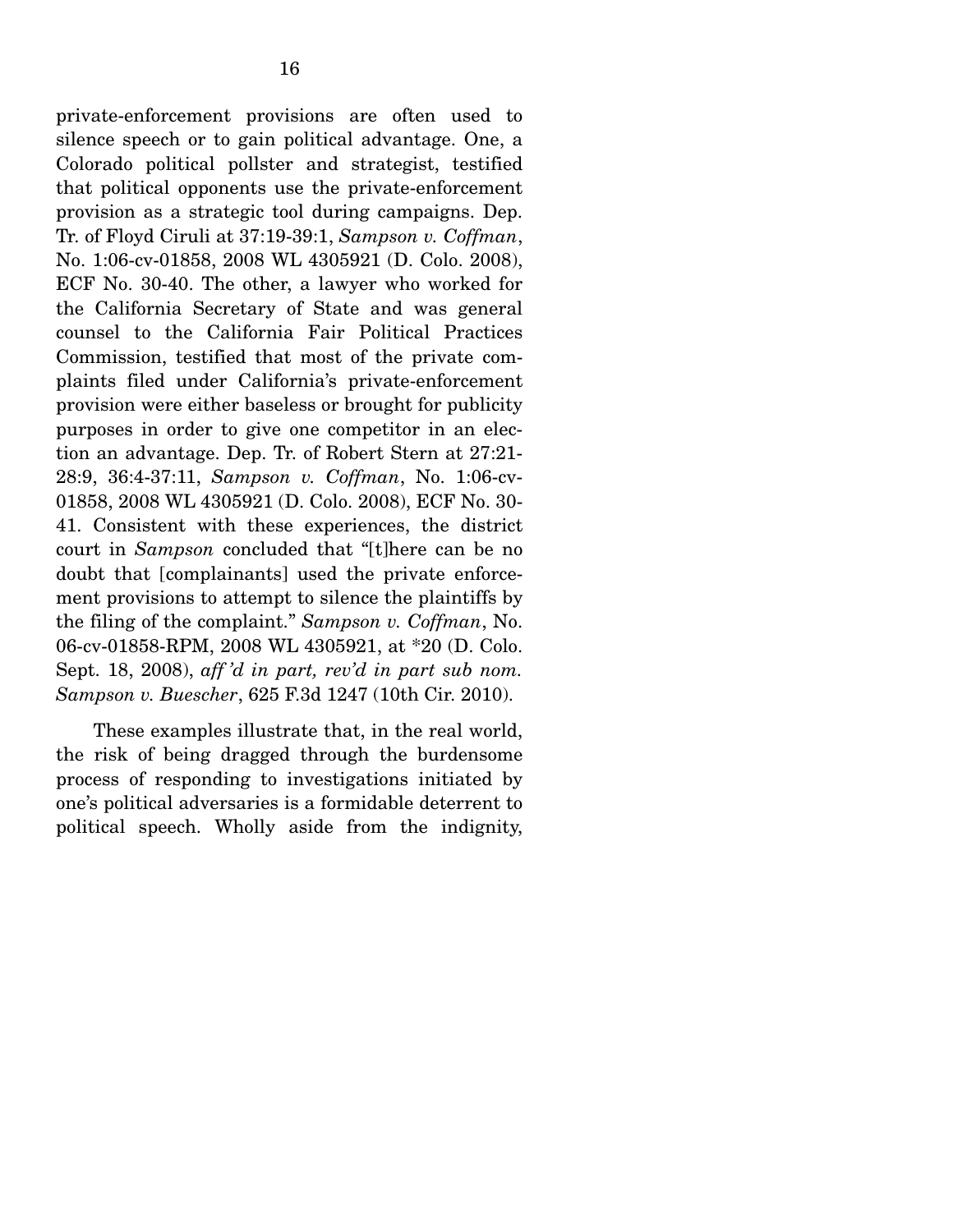private-enforcement provisions are often used to silence speech or to gain political advantage. One, a Colorado political pollster and strategist, testified that political opponents use the private-enforcement provision as a strategic tool during campaigns. Dep. Tr. of Floyd Ciruli at 37:19-39:1, *Sampson v. Coffman*, No. 1:06-cv-01858, 2008 WL 4305921 (D. Colo. 2008), ECF No. 30-40. The other, a lawyer who worked for the California Secretary of State and was general counsel to the California Fair Political Practices Commission, testified that most of the private complaints filed under California's private-enforcement provision were either baseless or brought for publicity purposes in order to give one competitor in an election an advantage. Dep. Tr. of Robert Stern at 27:21-28:9, 36:4-37:11, *Sampson v. Coffman*, No. 1:06-cv-01858, 2008 WL 4305921 (D. Colo. 2008), ECF No. 30-41. Consistent with these experiences, the district court in *Sampson* concluded that "[t]here can be no doubt that [complainants] used the private enforcement provisions to attempt to silence the plaintiffs by the filing of the complaint." *Sampson v. Coffman*, No. 06-cv-01858-RPM, 2008 WL 4305921, at *20 (D. Colo. Sept. 18, 2008), *aff'd in part, rev'd in part sub nom. Sampson v. Buescher*, 625 F.3d 1247 (10th Cir. 2010).

These examples illustrate that, in the real world, the risk of being dragged through the burdensome process of responding to investigations initiated by one's political adversaries is a formidable deterrent to political speech. Wholly aside from the indignity,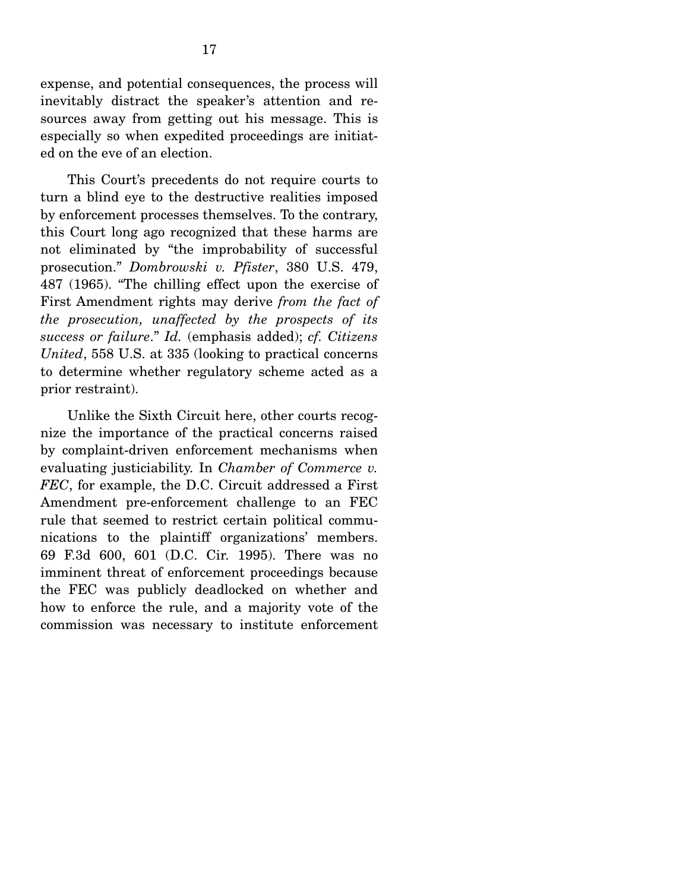expense, and potential consequences, the process will inevitably distract the speaker's attention and resources away from getting out his message. This is especially so when expedited proceedings are initiated on the eve of an election.

This Court's precedents do not require courts to turn a blind eye to the destructive realities imposed by enforcement processes themselves. To the contrary, this Court long ago recognized that these harms are not eliminated by "the improbability of successful prosecution." *Dombrowski v. Pfister*, 380 U.S. 479, 487 (1965). "The chilling effect upon the exercise of First Amendment rights may derive *from the fact of the prosecution, unaffected by the prospects of its success or failure*." *Id.* (emphasis added); *cf. Citizens United*, 558 U.S. at 335 (looking to practical concerns to determine whether regulatory scheme acted as a prior restraint).

Unlike the Sixth Circuit here, other courts recognize the importance of the practical concerns raised by complaint-driven enforcement mechanisms when evaluating justiciability. In *Chamber of Commerce v. FEC*, for example, the D.C. Circuit addressed a First Amendment pre-enforcement challenge to an FEC rule that seemed to restrict certain political communications to the plaintiff organizations' members. 69 F.3d 600, 601 (D.C. Cir. 1995). There was no imminent threat of enforcement proceedings because the FEC was publicly deadlocked on whether and how to enforce the rule, and a majority vote of the commission was necessary to institute enforcement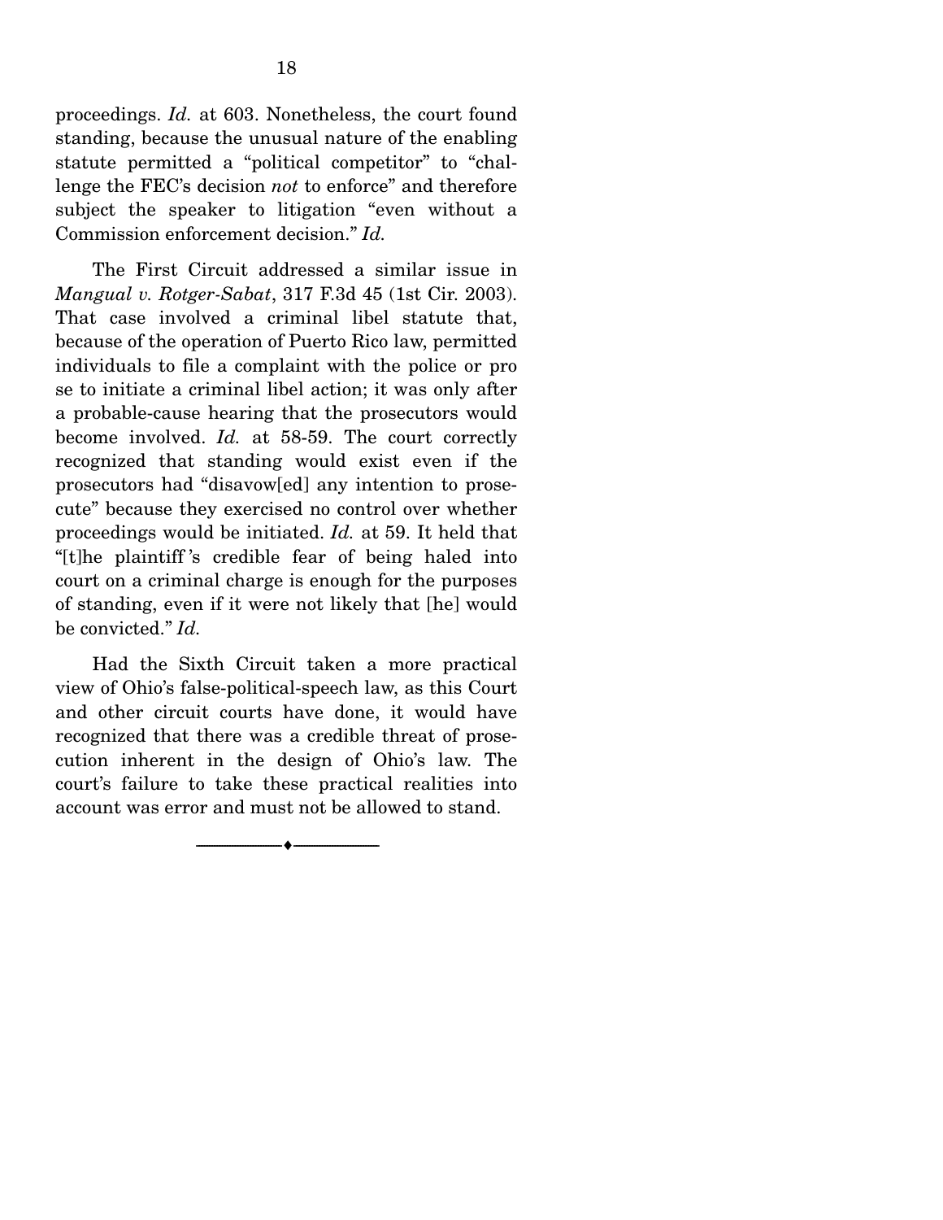proceedings. *Id.* at 603. Nonetheless, the court found standing, because the unusual nature of the enabling statute permitted a "political competitor" to "challenge the FEC's decision *not* to enforce" and therefore subject the speaker to litigation "even without a Commission enforcement decision." *Id.*

The First Circuit addressed a similar issue in *Mangual v. Rotger-Sabat*, 317 F.3d 45 (1st Cir. 2003). That case involved a criminal libel statute that, because of the operation of Puerto Rico law, permitted individuals to file a complaint with the police or pro se to initiate a criminal libel action; it was only after a probable-cause hearing that the prosecutors would become involved. *Id.* at 58-59. The court correctly recognized that standing would exist even if the prosecutors had "disavow[ed] any intention to prosecute" because they exercised no control over whether proceedings would be initiated. *Id.* at 59. It held that "[t]he plaintiff's credible fear of being haled into court on a criminal charge is enough for the purposes of standing, even if it were not likely that [he] would be convicted." *Id.*

Had the Sixth Circuit taken a more practical view of Ohio's false-political-speech law, as this Court and other circuit courts have done, it would have recognized that there was a credible threat of prosecution inherent in the design of Ohio's law. The court's failure to take these practical realities into account was error and must not be allowed to stand.

---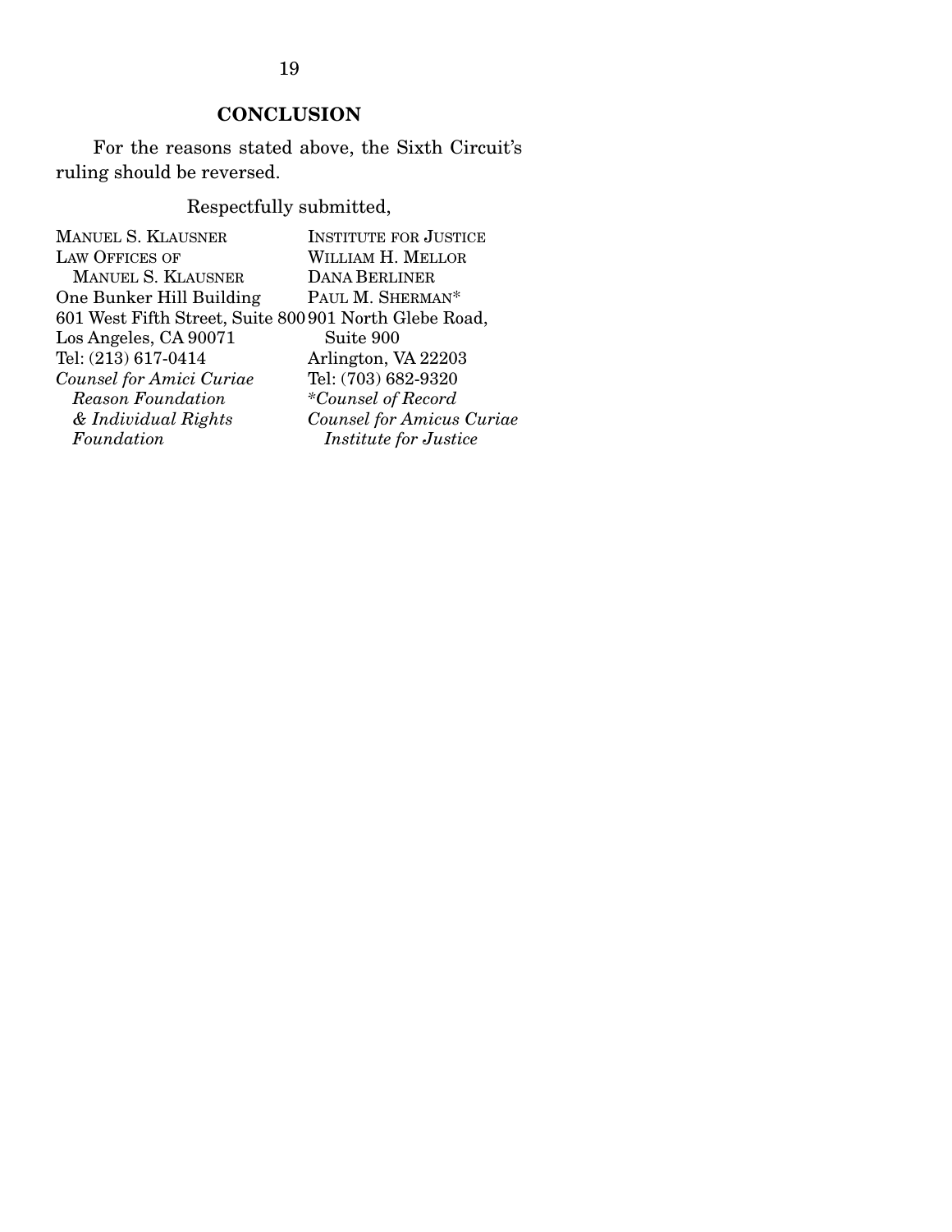## CONCLUSION

For the reasons stated above, the Sixth Circuit's ruling should be reversed.

Respectfully submitted,

MANUEL S. KLAUSNER
LAW OFFICES OF
MANUEL S. KLAUSNER
One Bunker Hill Building
601 West Fifth Street, Suite 800
Los Angeles, CA 90071
Tel: (213) 617-0414
*Counsel for Amici Curiae*
*Reason Foundation*
*& Individual Rights*
*Foundation*

INSTITUTE FOR JUSTICE
WILLIAM H. MELLOR
DANA BERLINER
PAUL M. SHERMAN*
901 North Glebe Road,
Suite 900
Arlington, VA 22203
Tel: (703) 682-9320
*\*Counsel of Record*
*Counsel for Amicus Curiae*
*Institute for Justice*